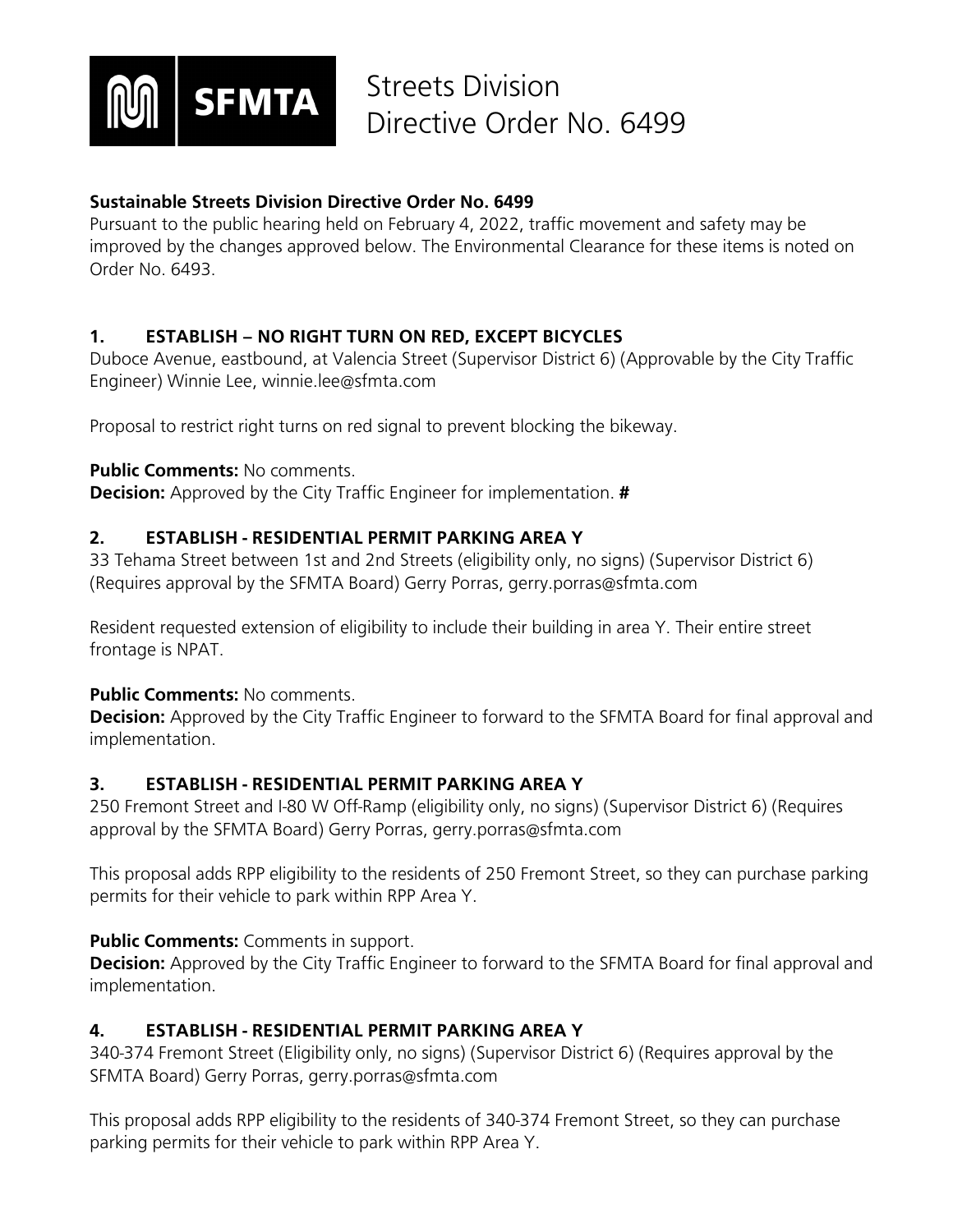# Streets Division Directive Order No. 6499

**Sustainable Streets Division Directive Order No. 6499**
Pursuant to the public hearing held on February 4, 2022, traffic movement and safety may be improved by the changes approved below. The Environmental Clearance for these items is noted on Order No. 6493.

### 1. ESTABLISH – NO RIGHT TURN ON RED, EXCEPT BICYCLES

Duboce Avenue, eastbound, at Valencia Street (Supervisor District 6) (Approvable by the City Traffic Engineer) Winnie Lee, winnie.lee@sfmta.com

Proposal to restrict right turns on red signal to prevent blocking the bikeway.

**Public Comments:** No comments.
**Decision:** Approved by the City Traffic Engineer for implementation. **#**

### 2. ESTABLISH - RESIDENTIAL PERMIT PARKING AREA Y

33 Tehama Street between 1st and 2nd Streets (eligibility only, no signs) (Supervisor District 6) (Requires approval by the SFMTA Board) Gerry Porras, gerry.porras@sfmta.com

Resident requested extension of eligibility to include their building in area Y. Their entire street frontage is NPAT.

**Public Comments:** No comments.
**Decision:** Approved by the City Traffic Engineer to forward to the SFMTA Board for final approval and implementation.

### 3. ESTABLISH - RESIDENTIAL PERMIT PARKING AREA Y

250 Fremont Street and I-80 W Off-Ramp (eligibility only, no signs) (Supervisor District 6) (Requires approval by the SFMTA Board) Gerry Porras, gerry.porras@sfmta.com

This proposal adds RPP eligibility to the residents of 250 Fremont Street, so they can purchase parking permits for their vehicle to park within RPP Area Y.

**Public Comments:** Comments in support.
**Decision:** Approved by the City Traffic Engineer to forward to the SFMTA Board for final approval and implementation.

### 4. ESTABLISH - RESIDENTIAL PERMIT PARKING AREA Y

340-374 Fremont Street (Eligibility only, no signs) (Supervisor District 6) (Requires approval by the SFMTA Board) Gerry Porras, gerry.porras@sfmta.com

This proposal adds RPP eligibility to the residents of 340-374 Fremont Street, so they can purchase parking permits for their vehicle to park within RPP Area Y.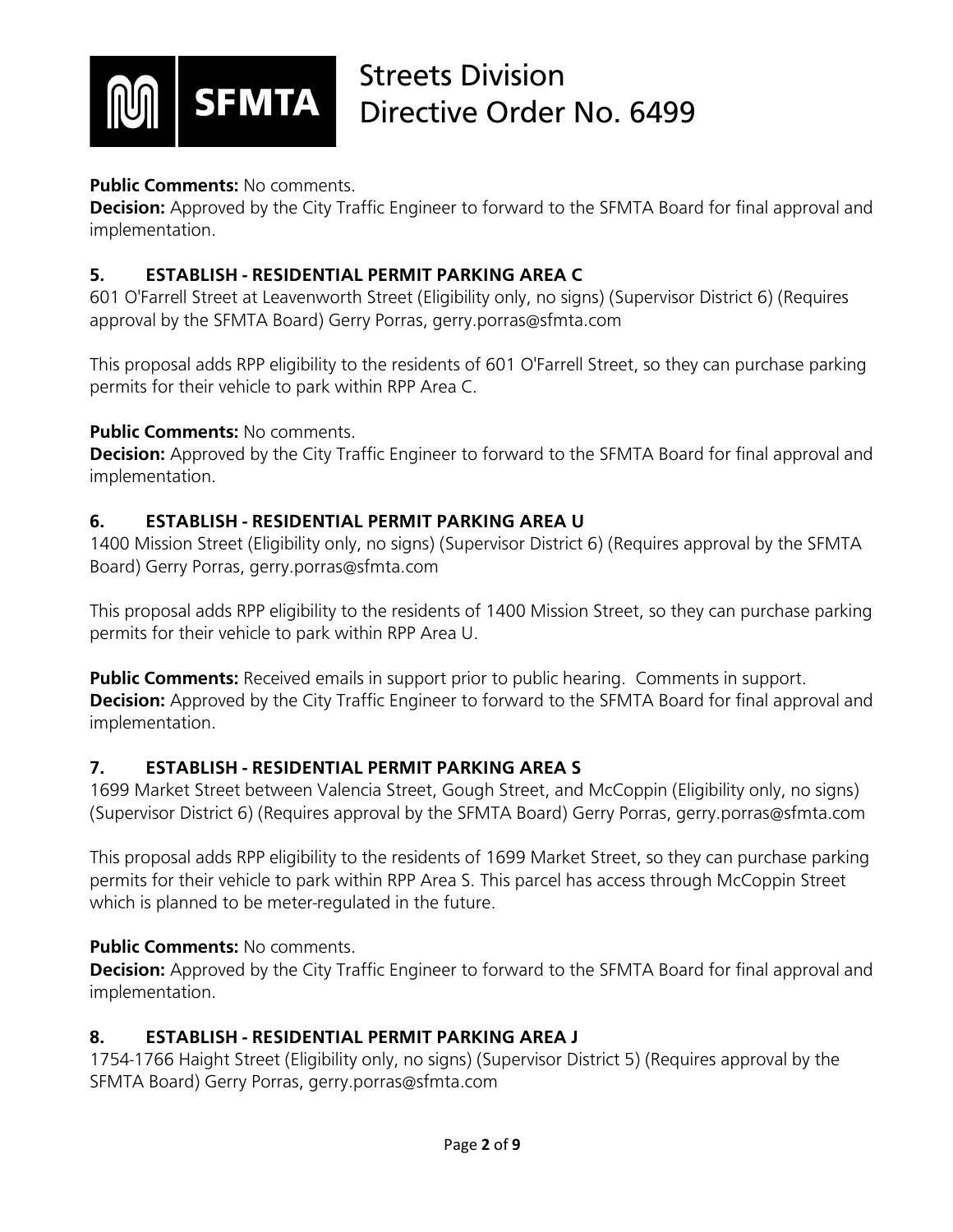**Public Comments:** No comments.
**Decision:** Approved by the City Traffic Engineer to forward to the SFMTA Board for final approval and implementation.

### 5. ESTABLISH - RESIDENTIAL PERMIT PARKING AREA C

601 O'Farrell Street at Leavenworth Street (Eligibility only, no signs) (Supervisor District 6) (Requires approval by the SFMTA Board) Gerry Porras, gerry.porras@sfmta.com

This proposal adds RPP eligibility to the residents of 601 O'Farrell Street, so they can purchase parking permits for their vehicle to park within RPP Area C.

**Public Comments:** No comments.
**Decision:** Approved by the City Traffic Engineer to forward to the SFMTA Board for final approval and implementation.

### 6. ESTABLISH - RESIDENTIAL PERMIT PARKING AREA U

1400 Mission Street (Eligibility only, no signs) (Supervisor District 6) (Requires approval by the SFMTA Board) Gerry Porras, gerry.porras@sfmta.com

This proposal adds RPP eligibility to the residents of 1400 Mission Street, so they can purchase parking permits for their vehicle to park within RPP Area U.

**Public Comments:** Received emails in support prior to public hearing. Comments in support.
**Decision:** Approved by the City Traffic Engineer to forward to the SFMTA Board for final approval and implementation.

### 7. ESTABLISH - RESIDENTIAL PERMIT PARKING AREA S

1699 Market Street between Valencia Street, Gough Street, and McCoppin (Eligibility only, no signs) (Supervisor District 6) (Requires approval by the SFMTA Board) Gerry Porras, gerry.porras@sfmta.com

This proposal adds RPP eligibility to the residents of 1699 Market Street, so they can purchase parking permits for their vehicle to park within RPP Area S. This parcel has access through McCoppin Street which is planned to be meter-regulated in the future.

**Public Comments:** No comments.
**Decision:** Approved by the City Traffic Engineer to forward to the SFMTA Board for final approval and implementation.

### 8. ESTABLISH - RESIDENTIAL PERMIT PARKING AREA J

1754-1766 Haight Street (Eligibility only, no signs) (Supervisor District 5) (Requires approval by the SFMTA Board) Gerry Porras, gerry.porras@sfmta.com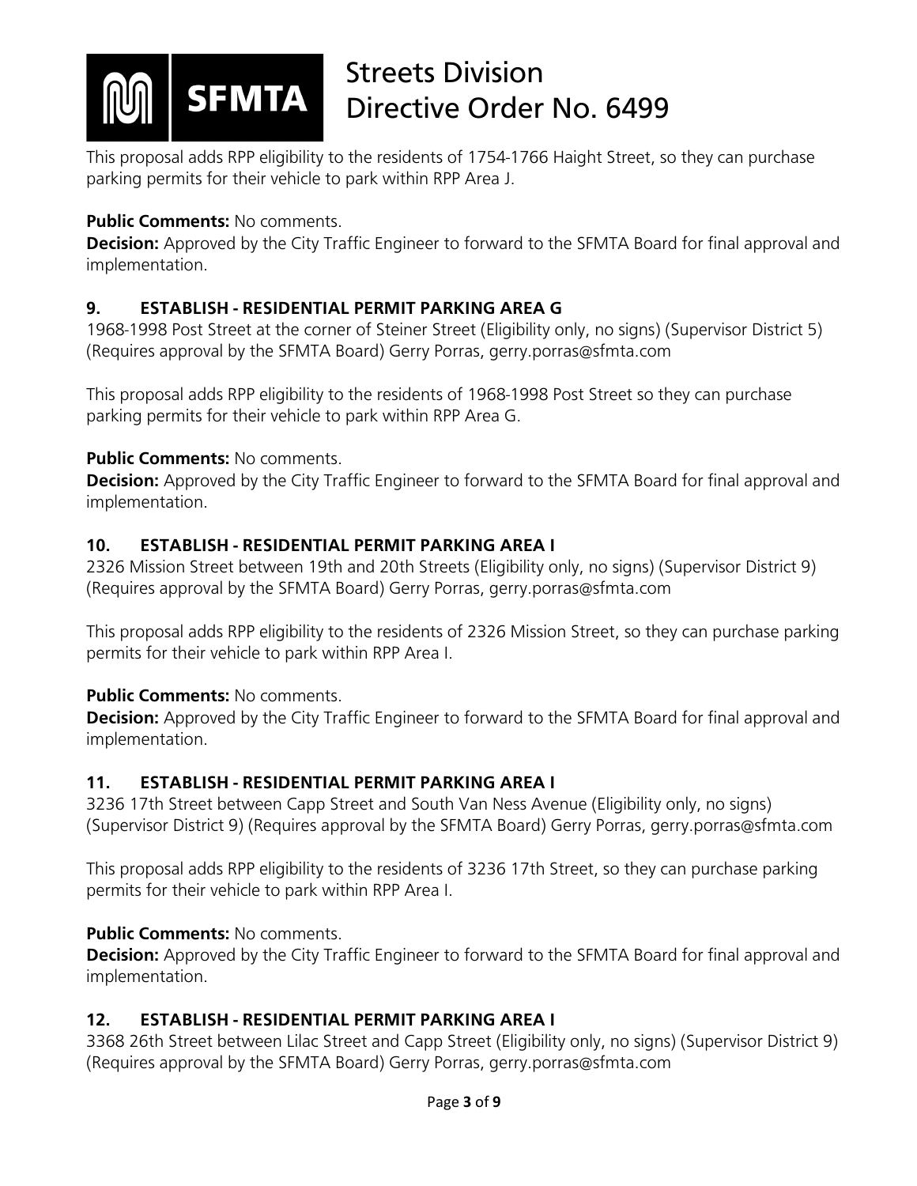This proposal adds RPP eligibility to the residents of 1754-1766 Haight Street, so they can purchase parking permits for their vehicle to park within RPP Area J.

**Public Comments:** No comments.
**Decision:** Approved by the City Traffic Engineer to forward to the SFMTA Board for final approval and implementation.

### 9. ESTABLISH - RESIDENTIAL PERMIT PARKING AREA G

1968-1998 Post Street at the corner of Steiner Street (Eligibility only, no signs) (Supervisor District 5) (Requires approval by the SFMTA Board) Gerry Porras, gerry.porras@sfmta.com

This proposal adds RPP eligibility to the residents of 1968-1998 Post Street so they can purchase parking permits for their vehicle to park within RPP Area G.

**Public Comments:** No comments.
**Decision:** Approved by the City Traffic Engineer to forward to the SFMTA Board for final approval and implementation.

### 10. ESTABLISH - RESIDENTIAL PERMIT PARKING AREA I

2326 Mission Street between 19th and 20th Streets (Eligibility only, no signs) (Supervisor District 9) (Requires approval by the SFMTA Board) Gerry Porras, gerry.porras@sfmta.com

This proposal adds RPP eligibility to the residents of 2326 Mission Street, so they can purchase parking permits for their vehicle to park within RPP Area I.

**Public Comments:** No comments.
**Decision:** Approved by the City Traffic Engineer to forward to the SFMTA Board for final approval and implementation.

### 11. ESTABLISH - RESIDENTIAL PERMIT PARKING AREA I

3236 17th Street between Capp Street and South Van Ness Avenue (Eligibility only, no signs) (Supervisor District 9) (Requires approval by the SFMTA Board) Gerry Porras, gerry.porras@sfmta.com

This proposal adds RPP eligibility to the residents of 3236 17th Street, so they can purchase parking permits for their vehicle to park within RPP Area I.

**Public Comments:** No comments.
**Decision:** Approved by the City Traffic Engineer to forward to the SFMTA Board for final approval and implementation.

### 12. ESTABLISH - RESIDENTIAL PERMIT PARKING AREA I

3368 26th Street between Lilac Street and Capp Street (Eligibility only, no signs) (Supervisor District 9) (Requires approval by the SFMTA Board) Gerry Porras, gerry.porras@sfmta.com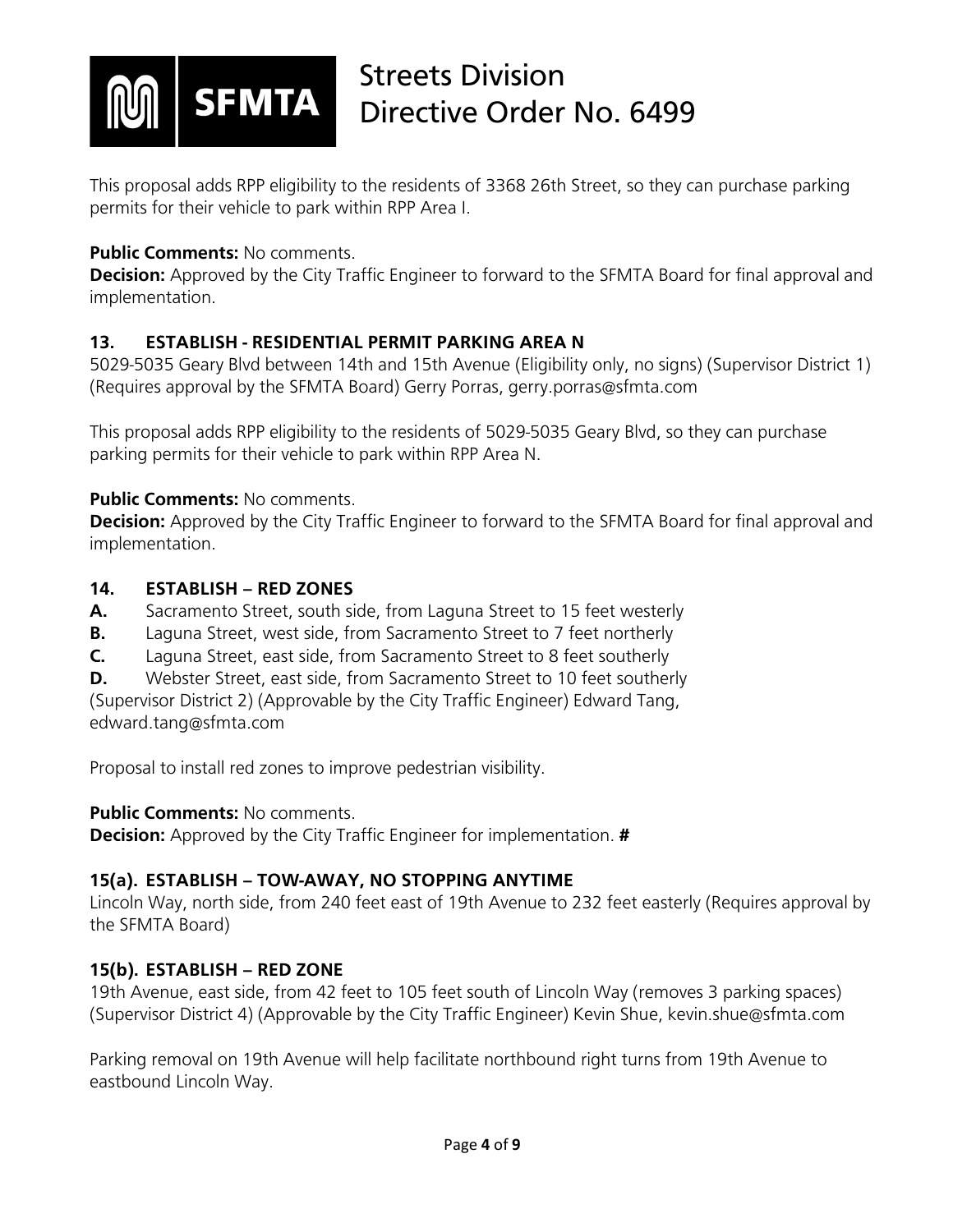This proposal adds RPP eligibility to the residents of 3368 26th Street, so they can purchase parking permits for their vehicle to park within RPP Area I.

**Public Comments:** No comments.
**Decision:** Approved by the City Traffic Engineer to forward to the SFMTA Board for final approval and implementation.

### 13. ESTABLISH - RESIDENTIAL PERMIT PARKING AREA N

5029-5035 Geary Blvd between 14th and 15th Avenue (Eligibility only, no signs) (Supervisor District 1) (Requires approval by the SFMTA Board) Gerry Porras, gerry.porras@sfmta.com

This proposal adds RPP eligibility to the residents of 5029-5035 Geary Blvd, so they can purchase parking permits for their vehicle to park within RPP Area N.

**Public Comments:** No comments.
**Decision:** Approved by the City Traffic Engineer to forward to the SFMTA Board for final approval and implementation.

### 14. ESTABLISH – RED ZONES

**A.** Sacramento Street, south side, from Laguna Street to 15 feet westerly
**B.** Laguna Street, west side, from Sacramento Street to 7 feet northerly
**C.** Laguna Street, east side, from Sacramento Street to 8 feet southerly
**D.** Webster Street, east side, from Sacramento Street to 10 feet southerly
(Supervisor District 2) (Approvable by the City Traffic Engineer) Edward Tang, edward.tang@sfmta.com

Proposal to install red zones to improve pedestrian visibility.

**Public Comments:** No comments.
**Decision:** Approved by the City Traffic Engineer for implementation. **#**

### 15(a). ESTABLISH – TOW-AWAY, NO STOPPING ANYTIME

Lincoln Way, north side, from 240 feet east of 19th Avenue to 232 feet easterly (Requires approval by the SFMTA Board)

### 15(b). ESTABLISH – RED ZONE

19th Avenue, east side, from 42 feet to 105 feet south of Lincoln Way (removes 3 parking spaces) (Supervisor District 4) (Approvable by the City Traffic Engineer) Kevin Shue, kevin.shue@sfmta.com

Parking removal on 19th Avenue will help facilitate northbound right turns from 19th Avenue to eastbound Lincoln Way.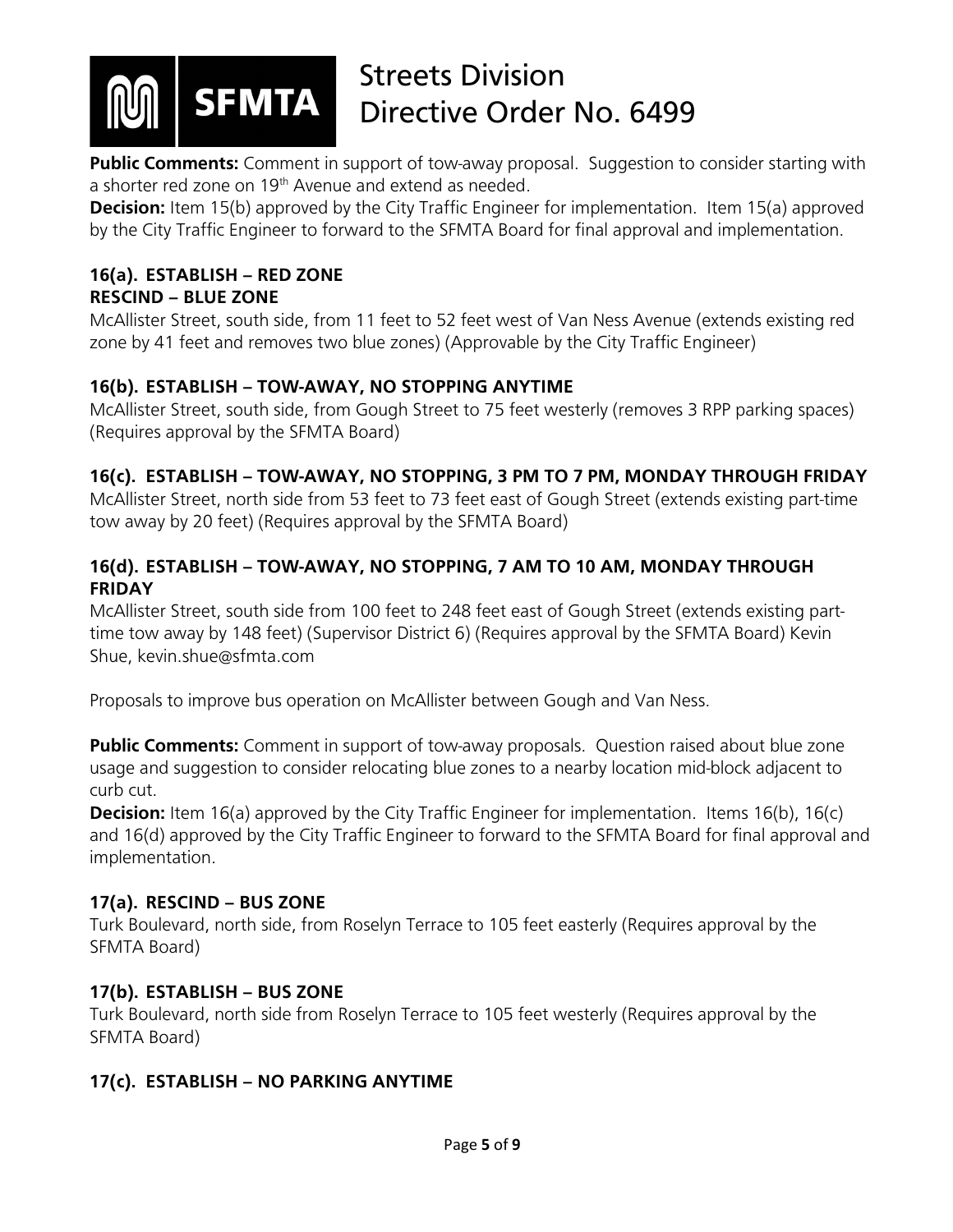**Public Comments:** Comment in support of tow-away proposal. Suggestion to consider starting with a shorter red zone on 19th Avenue and extend as needed.
**Decision:** Item 15(b) approved by the City Traffic Engineer for implementation. Item 15(a) approved by the City Traffic Engineer to forward to the SFMTA Board for final approval and implementation.

### 16(a). ESTABLISH – RED ZONE
### RESCIND – BLUE ZONE

McAllister Street, south side, from 11 feet to 52 feet west of Van Ness Avenue (extends existing red zone by 41 feet and removes two blue zones) (Approvable by the City Traffic Engineer)

### 16(b). ESTABLISH – TOW-AWAY, NO STOPPING ANYTIME

McAllister Street, south side, from Gough Street to 75 feet westerly (removes 3 RPP parking spaces) (Requires approval by the SFMTA Board)

### 16(c). ESTABLISH – TOW-AWAY, NO STOPPING, 3 PM TO 7 PM, MONDAY THROUGH FRIDAY

McAllister Street, north side from 53 feet to 73 feet east of Gough Street (extends existing part-time tow away by 20 feet) (Requires approval by the SFMTA Board)

### 16(d). ESTABLISH – TOW-AWAY, NO STOPPING, 7 AM TO 10 AM, MONDAY THROUGH FRIDAY

McAllister Street, south side from 100 feet to 248 feet east of Gough Street (extends existing part-time tow away by 148 feet) (Supervisor District 6) (Requires approval by the SFMTA Board) Kevin Shue, kevin.shue@sfmta.com

Proposals to improve bus operation on McAllister between Gough and Van Ness.

**Public Comments:** Comment in support of tow-away proposals. Question raised about blue zone usage and suggestion to consider relocating blue zones to a nearby location mid-block adjacent to curb cut.
**Decision:** Item 16(a) approved by the City Traffic Engineer for implementation. Items 16(b), 16(c) and 16(d) approved by the City Traffic Engineer to forward to the SFMTA Board for final approval and implementation.

### 17(a). RESCIND – BUS ZONE

Turk Boulevard, north side, from Roselyn Terrace to 105 feet easterly (Requires approval by the SFMTA Board)

### 17(b). ESTABLISH – BUS ZONE

Turk Boulevard, north side from Roselyn Terrace to 105 feet westerly (Requires approval by the SFMTA Board)

### 17(c). ESTABLISH – NO PARKING ANYTIME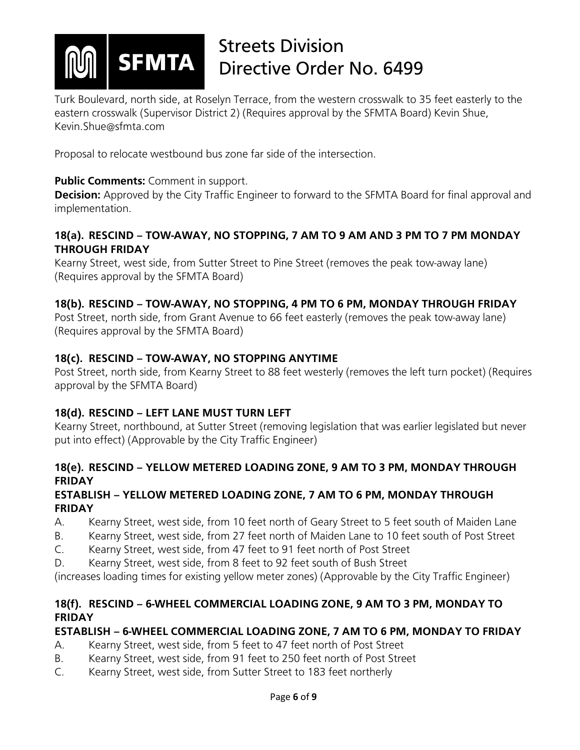Turk Boulevard, north side, at Roselyn Terrace, from the western crosswalk to 35 feet easterly to the eastern crosswalk (Supervisor District 2) (Requires approval by the SFMTA Board) Kevin Shue, Kevin.Shue@sfmta.com

Proposal to relocate westbound bus zone far side of the intersection.

**Public Comments:** Comment in support.
**Decision:** Approved by the City Traffic Engineer to forward to the SFMTA Board for final approval and implementation.

### 18(a). RESCIND – TOW-AWAY, NO STOPPING, 7 AM TO 9 AM AND 3 PM TO 7 PM MONDAY THROUGH FRIDAY

Kearny Street, west side, from Sutter Street to Pine Street (removes the peak tow-away lane) (Requires approval by the SFMTA Board)

### 18(b). RESCIND – TOW-AWAY, NO STOPPING, 4 PM TO 6 PM, MONDAY THROUGH FRIDAY

Post Street, north side, from Grant Avenue to 66 feet easterly (removes the peak tow-away lane) (Requires approval by the SFMTA Board)

### 18(c). RESCIND – TOW-AWAY, NO STOPPING ANYTIME

Post Street, north side, from Kearny Street to 88 feet westerly (removes the left turn pocket) (Requires approval by the SFMTA Board)

### 18(d). RESCIND – LEFT LANE MUST TURN LEFT

Kearny Street, northbound, at Sutter Street (removing legislation that was earlier legislated but never put into effect) (Approvable by the City Traffic Engineer)

### 18(e). RESCIND – YELLOW METERED LOADING ZONE, 9 AM TO 3 PM, MONDAY THROUGH FRIDAY

### ESTABLISH – YELLOW METERED LOADING ZONE, 7 AM TO 6 PM, MONDAY THROUGH FRIDAY

A. Kearny Street, west side, from 10 feet north of Geary Street to 5 feet south of Maiden Lane
B. Kearny Street, west side, from 27 feet north of Maiden Lane to 10 feet south of Post Street
C. Kearny Street, west side, from 47 feet to 91 feet north of Post Street
D. Kearny Street, west side, from 8 feet to 92 feet south of Bush Street

(increases loading times for existing yellow meter zones) (Approvable by the City Traffic Engineer)

### 18(f). RESCIND – 6-WHEEL COMMERCIAL LOADING ZONE, 9 AM TO 3 PM, MONDAY TO FRIDAY

### ESTABLISH – 6-WHEEL COMMERCIAL LOADING ZONE, 7 AM TO 6 PM, MONDAY TO FRIDAY

A. Kearny Street, west side, from 5 feet to 47 feet north of Post Street
B. Kearny Street, west side, from 91 feet to 250 feet north of Post Street
C. Kearny Street, west side, from Sutter Street to 183 feet northerly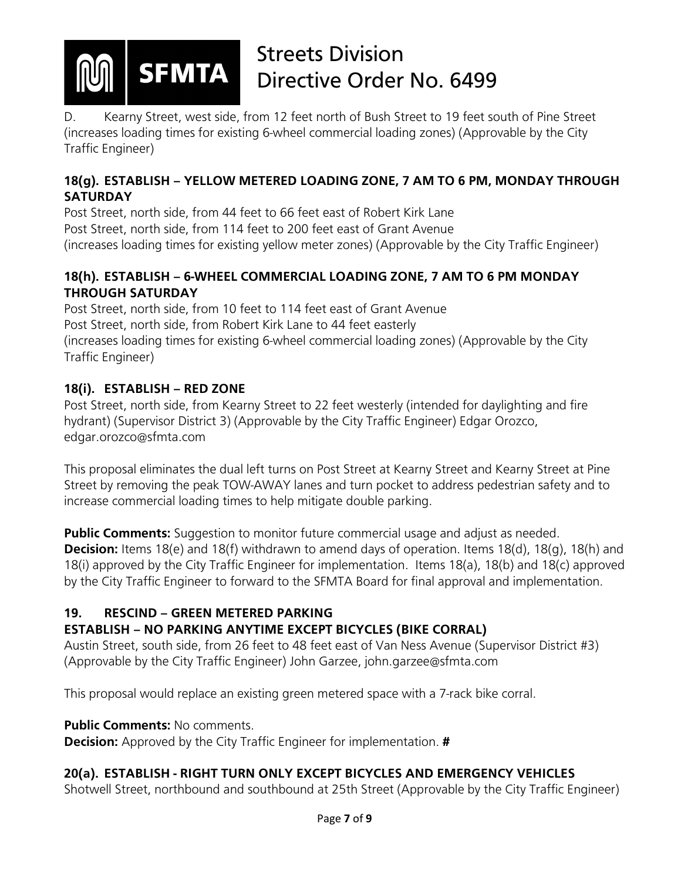D. Kearny Street, west side, from 12 feet north of Bush Street to 19 feet south of Pine Street (increases loading times for existing 6-wheel commercial loading zones) (Approvable by the City Traffic Engineer)

### 18(g). ESTABLISH – YELLOW METERED LOADING ZONE, 7 AM TO 6 PM, MONDAY THROUGH SATURDAY

Post Street, north side, from 44 feet to 66 feet east of Robert Kirk Lane
Post Street, north side, from 114 feet to 200 feet east of Grant Avenue
(increases loading times for existing yellow meter zones) (Approvable by the City Traffic Engineer)

### 18(h). ESTABLISH – 6-WHEEL COMMERCIAL LOADING ZONE, 7 AM TO 6 PM MONDAY THROUGH SATURDAY

Post Street, north side, from 10 feet to 114 feet east of Grant Avenue
Post Street, north side, from Robert Kirk Lane to 44 feet easterly
(increases loading times for existing 6-wheel commercial loading zones) (Approvable by the City Traffic Engineer)

### 18(i). ESTABLISH – RED ZONE

Post Street, north side, from Kearny Street to 22 feet westerly (intended for daylighting and fire hydrant) (Supervisor District 3) (Approvable by the City Traffic Engineer) Edgar Orozco, edgar.orozco@sfmta.com

This proposal eliminates the dual left turns on Post Street at Kearny Street and Kearny Street at Pine Street by removing the peak TOW-AWAY lanes and turn pocket to address pedestrian safety and to increase commercial loading times to help mitigate double parking.

**Public Comments:** Suggestion to monitor future commercial usage and adjust as needed.
**Decision:** Items 18(e) and 18(f) withdrawn to amend days of operation. Items 18(d), 18(g), 18(h) and 18(i) approved by the City Traffic Engineer for implementation. Items 18(a), 18(b) and 18(c) approved by the City Traffic Engineer to forward to the SFMTA Board for final approval and implementation.

### 19. RESCIND – GREEN METERED PARKING
### ESTABLISH – NO PARKING ANYTIME EXCEPT BICYCLES (BIKE CORRAL)

Austin Street, south side, from 26 feet to 48 feet east of Van Ness Avenue (Supervisor District #3) (Approvable by the City Traffic Engineer) John Garzee, john.garzee@sfmta.com

This proposal would replace an existing green metered space with a 7-rack bike corral.

**Public Comments:** No comments.
**Decision:** Approved by the City Traffic Engineer for implementation. **#**

### 20(a). ESTABLISH - RIGHT TURN ONLY EXCEPT BICYCLES AND EMERGENCY VEHICLES

Shotwell Street, northbound and southbound at 25th Street (Approvable by the City Traffic Engineer)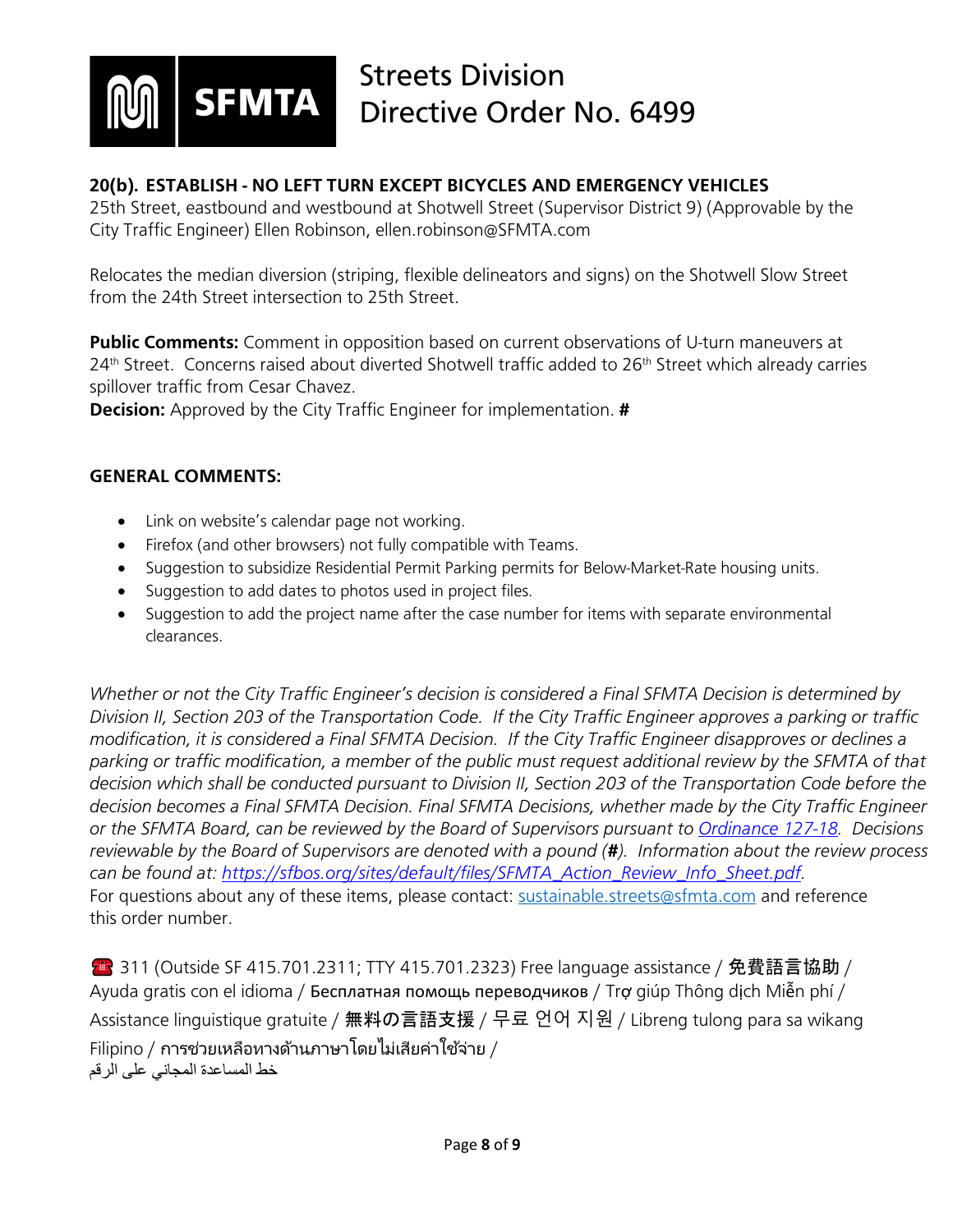SFMTA

# Streets Division Directive Order No. 6499

**20(b). ESTABLISH - NO LEFT TURN EXCEPT BICYCLES AND EMERGENCY VEHICLES**
25th Street, eastbound and westbound at Shotwell Street (Supervisor District 9) (Approvable by the City Traffic Engineer) Ellen Robinson, ellen.robinson@SFMTA.com

Relocates the median diversion (striping, flexible delineators and signs) on the Shotwell Slow Street from the 24th Street intersection to 25th Street.

**Public Comments:** Comment in opposition based on current observations of U-turn maneuvers at 24th Street. Concerns raised about diverted Shotwell traffic added to 26th Street which already carries spillover traffic from Cesar Chavez.
**Decision:** Approved by the City Traffic Engineer for implementation. **#**

**GENERAL COMMENTS:**

- Link on website's calendar page not working.
- Firefox (and other browsers) not fully compatible with Teams.
- Suggestion to subsidize Residential Permit Parking permits for Below-Market-Rate housing units.
- Suggestion to add dates to photos used in project files.
- Suggestion to add the project name after the case number for items with separate environmental clearances.

*Whether or not the City Traffic Engineer's decision is considered a Final SFMTA Decision is determined by Division II, Section 203 of the Transportation Code. If the City Traffic Engineer approves a parking or traffic modification, it is considered a Final SFMTA Decision. If the City Traffic Engineer disapproves or declines a parking or traffic modification, a member of the public must request additional review by the SFMTA of that decision which shall be conducted pursuant to Division II, Section 203 of the Transportation Code before the decision becomes a Final SFMTA Decision. Final SFMTA Decisions, whether made by the City Traffic Engineer or the SFMTA Board, can be reviewed by the Board of Supervisors pursuant to [Ordinance 127-18](). Decisions reviewable by the Board of Supervisors are denoted with a pound (**#**). Information about the review process can be found at: [https://sfbos.org/sites/default/files/SFMTA_Action_Review_Info_Sheet.pdf](https://sfbos.org/sites/default/files/SFMTA_Action_Review_Info_Sheet.pdf).*
For questions about any of these items, please contact: [sustainable.streets@sfmta.com](mailto:sustainable.streets@sfmta.com) and reference this order number.

☎ 311 (Outside SF 415.701.2311; TTY 415.701.2323) Free language assistance / 免費語言協助 / Ayuda gratis con el idioma / Бесплатная помощь переводчиков / Trợ giúp Thông dịch Miễn phí / Assistance linguistique gratuite / 無料の言語支援 / 무료 언어 지원 / Libreng tulong para sa wikang Filipino / การช่วยเหลือทางด้านภาษาโดยไม่เสียค่าใช้จ่าย / خط المساعدة المجاني على الرقم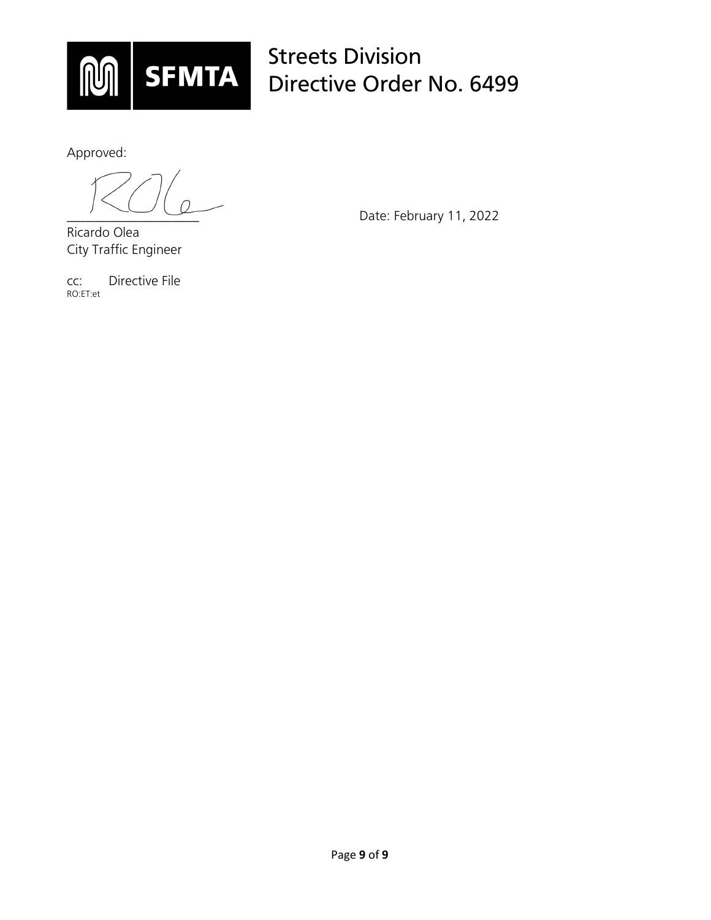Approved:

\_\_\_\_\_\_\_\_\_\_\_\_\_\_\_\_\_\_\_\_

Ricardo Olea
City Traffic Engineer

Date: February 11, 2022

cc: Directive File

RO:ET:et